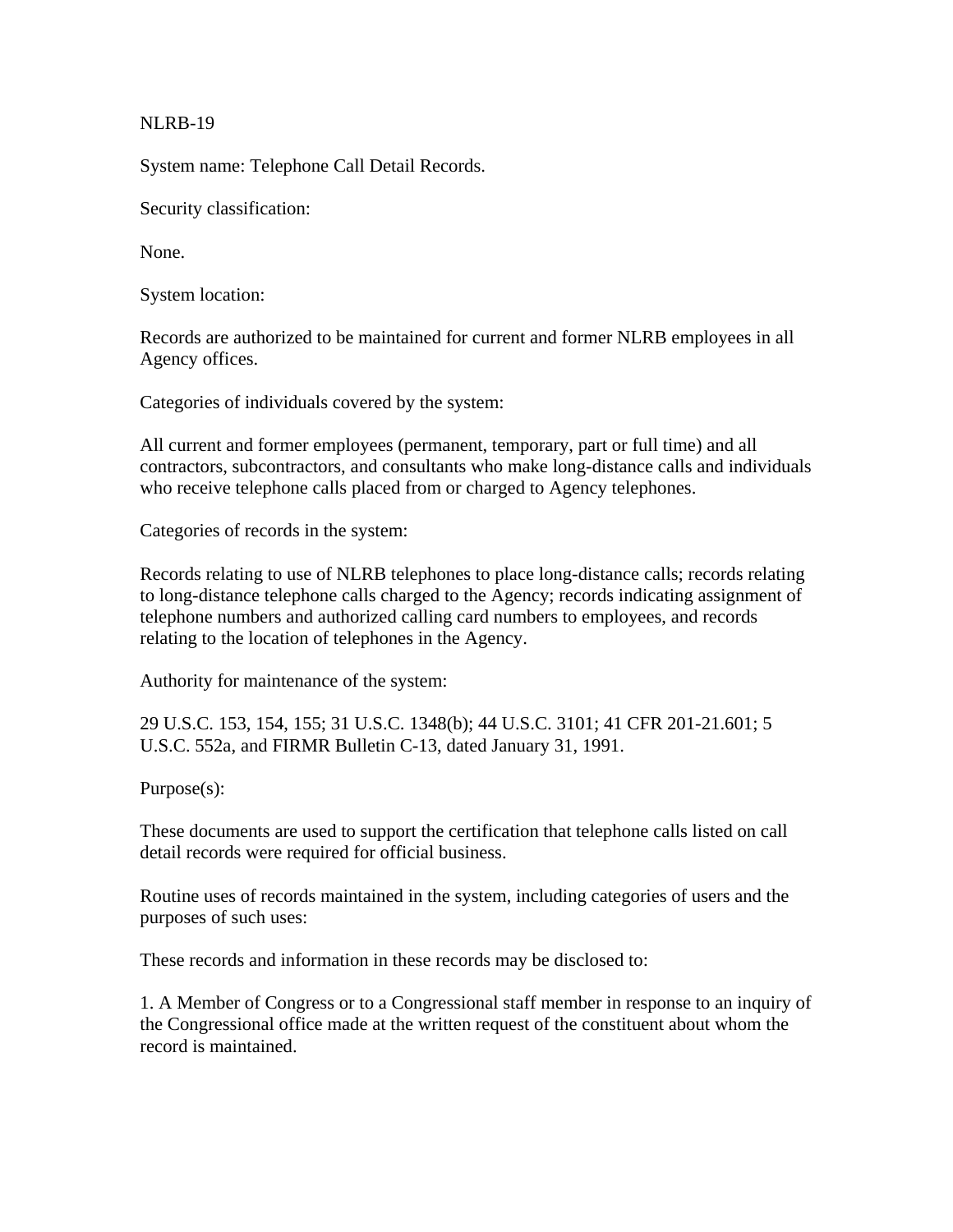NLRB-19

System name: Telephone Call Detail Records.

Security classification:

None.

System location:

Records are authorized to be maintained for current and former NLRB employees in all Agency offices.

Categories of individuals covered by the system:

All current and former employees (permanent, temporary, part or full time) and all contractors, subcontractors, and consultants who make long-distance calls and individuals who receive telephone calls placed from or charged to Agency telephones.

Categories of records in the system:

Records relating to use of NLRB telephones to place long-distance calls; records relating to long-distance telephone calls charged to the Agency; records indicating assignment of telephone numbers and authorized calling card numbers to employees, and records relating to the location of telephones in the Agency.

Authority for maintenance of the system:

29 U.S.C. 153, 154, 155; 31 U.S.C. 1348(b); 44 U.S.C. 3101; 41 CFR 201-21.601; 5 U.S.C. 552a, and FIRMR Bulletin C-13, dated January 31, 1991.

Purpose(s):

These documents are used to support the certification that telephone calls listed on call detail records were required for official business.

Routine uses of records maintained in the system, including categories of users and the purposes of such uses:

These records and information in these records may be disclosed to:

1. A Member of Congress or to a Congressional staff member in response to an inquiry of the Congressional office made at the written request of the constituent about whom the record is maintained.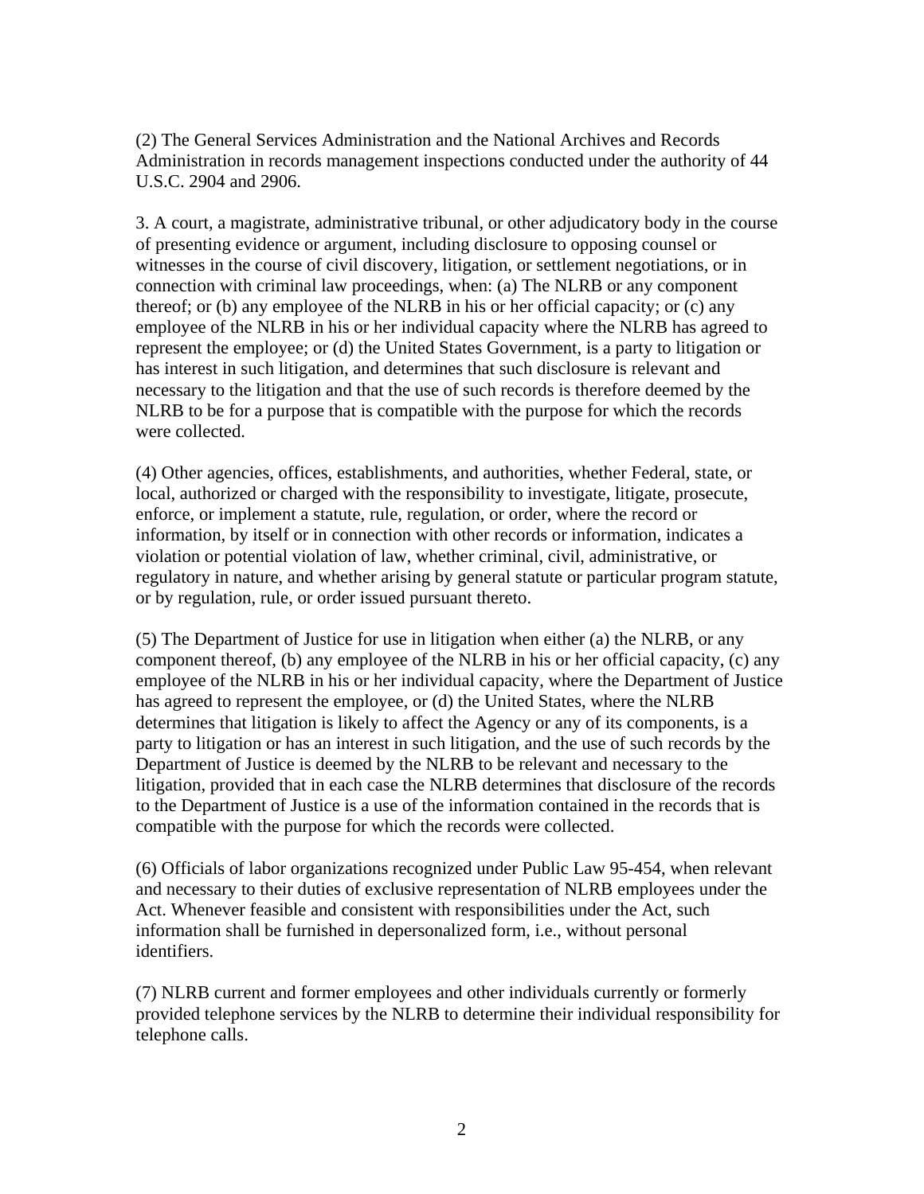(2) The General Services Administration and the National Archives and Records Administration in records management inspections conducted under the authority of 44 U.S.C. 2904 and 2906.

3. A court, a magistrate, administrative tribunal, or other adjudicatory body in the course of presenting evidence or argument, including disclosure to opposing counsel or witnesses in the course of civil discovery, litigation, or settlement negotiations, or in connection with criminal law proceedings, when: (a) The NLRB or any component thereof; or (b) any employee of the NLRB in his or her official capacity; or (c) any employee of the NLRB in his or her individual capacity where the NLRB has agreed to represent the employee; or (d) the United States Government, is a party to litigation or has interest in such litigation, and determines that such disclosure is relevant and necessary to the litigation and that the use of such records is therefore deemed by the NLRB to be for a purpose that is compatible with the purpose for which the records were collected.

(4) Other agencies, offices, establishments, and authorities, whether Federal, state, or local, authorized or charged with the responsibility to investigate, litigate, prosecute, enforce, or implement a statute, rule, regulation, or order, where the record or information, by itself or in connection with other records or information, indicates a violation or potential violation of law, whether criminal, civil, administrative, or regulatory in nature, and whether arising by general statute or particular program statute, or by regulation, rule, or order issued pursuant thereto.

(5) The Department of Justice for use in litigation when either (a) the NLRB, or any component thereof, (b) any employee of the NLRB in his or her official capacity, (c) any employee of the NLRB in his or her individual capacity, where the Department of Justice has agreed to represent the employee, or (d) the United States, where the NLRB determines that litigation is likely to affect the Agency or any of its components, is a party to litigation or has an interest in such litigation, and the use of such records by the Department of Justice is deemed by the NLRB to be relevant and necessary to the litigation, provided that in each case the NLRB determines that disclosure of the records to the Department of Justice is a use of the information contained in the records that is compatible with the purpose for which the records were collected.

(6) Officials of labor organizations recognized under Public Law 95-454, when relevant and necessary to their duties of exclusive representation of NLRB employees under the Act. Whenever feasible and consistent with responsibilities under the Act, such information shall be furnished in depersonalized form, i.e., without personal identifiers.

(7) NLRB current and former employees and other individuals currently or formerly provided telephone services by the NLRB to determine their individual responsibility for telephone calls.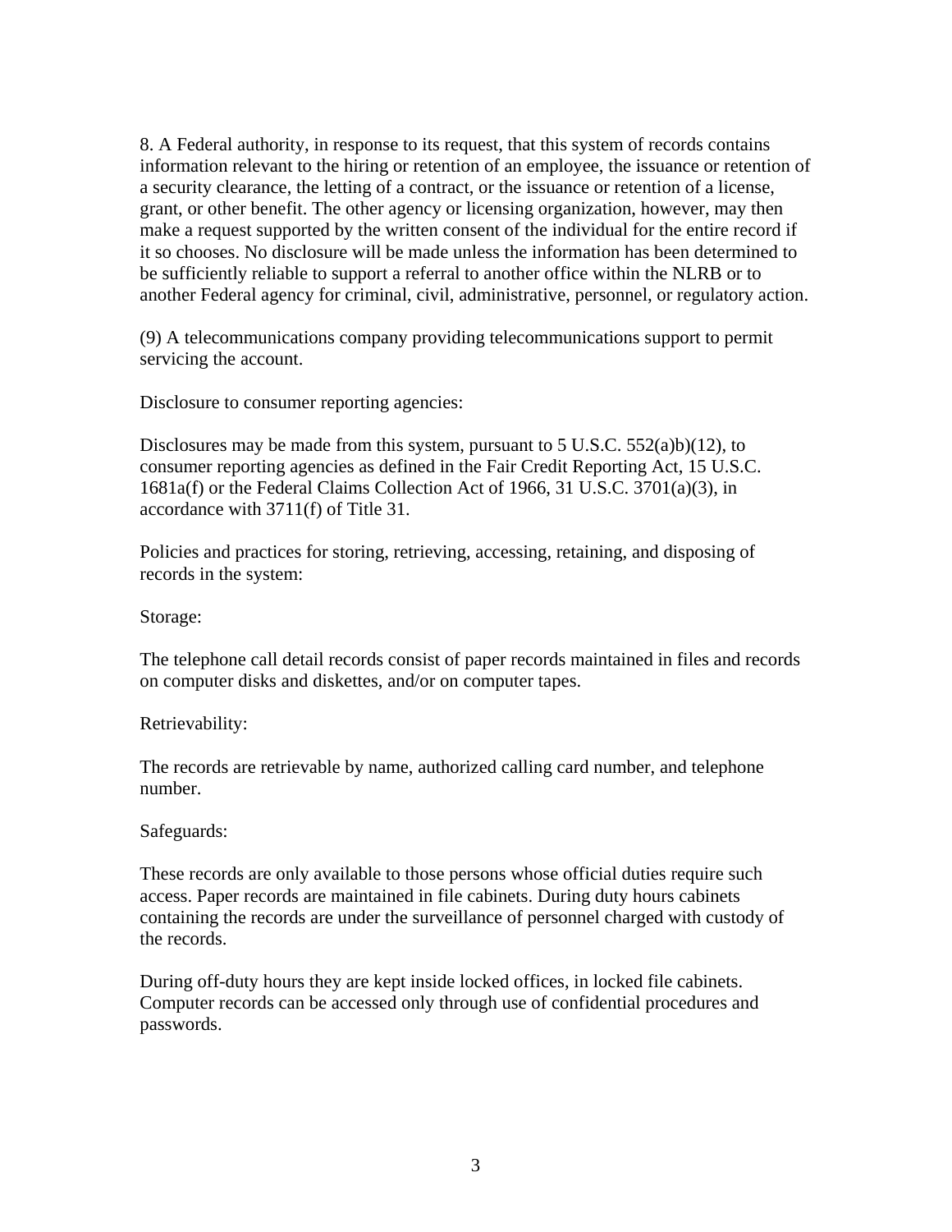8. A Federal authority, in response to its request, that this system of records contains information relevant to the hiring or retention of an employee, the issuance or retention of a security clearance, the letting of a contract, or the issuance or retention of a license, grant, or other benefit. The other agency or licensing organization, however, may then make a request supported by the written consent of the individual for the entire record if it so chooses. No disclosure will be made unless the information has been determined to be sufficiently reliable to support a referral to another office within the NLRB or to another Federal agency for criminal, civil, administrative, personnel, or regulatory action.

(9) A telecommunications company providing telecommunications support to permit servicing the account.

Disclosure to consumer reporting agencies:

Disclosures may be made from this system, pursuant to 5 U.S.C. 552(a)b)(12), to consumer reporting agencies as defined in the Fair Credit Reporting Act, 15 U.S.C. 1681a(f) or the Federal Claims Collection Act of 1966, 31 U.S.C. 3701(a)(3), in accordance with 3711(f) of Title 31.

Policies and practices for storing, retrieving, accessing, retaining, and disposing of records in the system:

Storage:

The telephone call detail records consist of paper records maintained in files and records on computer disks and diskettes, and/or on computer tapes.

Retrievability:

The records are retrievable by name, authorized calling card number, and telephone number.

Safeguards:

These records are only available to those persons whose official duties require such access. Paper records are maintained in file cabinets. During duty hours cabinets containing the records are under the surveillance of personnel charged with custody of the records.

During off-duty hours they are kept inside locked offices, in locked file cabinets. Computer records can be accessed only through use of confidential procedures and passwords.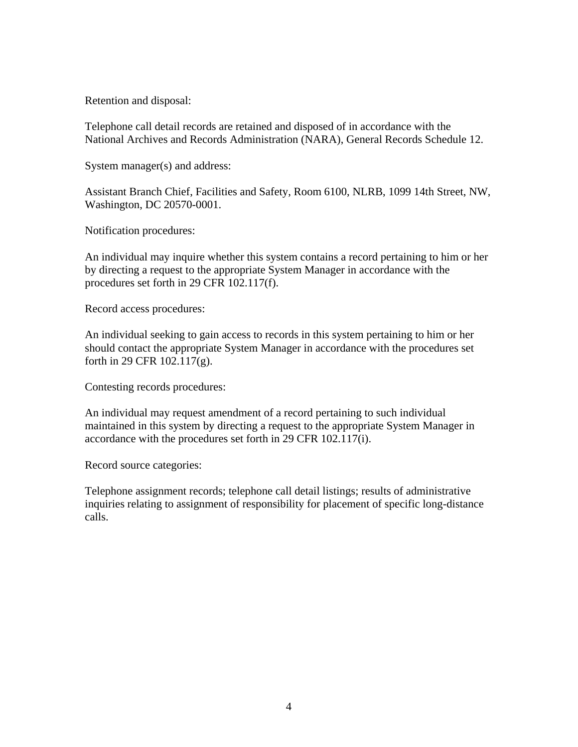Retention and disposal:

Telephone call detail records are retained and disposed of in accordance with the National Archives and Records Administration (NARA), General Records Schedule 12.

System manager(s) and address:

Assistant Branch Chief, Facilities and Safety, Room 6100, NLRB, 1099 14th Street, NW, Washington, DC 20570-0001.

Notification procedures:

An individual may inquire whether this system contains a record pertaining to him or her by directing a request to the appropriate System Manager in accordance with the procedures set forth in 29 CFR 102.117(f).

Record access procedures:

An individual seeking to gain access to records in this system pertaining to him or her should contact the appropriate System Manager in accordance with the procedures set forth in 29 CFR 102.117(g).

Contesting records procedures:

An individual may request amendment of a record pertaining to such individual maintained in this system by directing a request to the appropriate System Manager in accordance with the procedures set forth in 29 CFR 102.117(i).

Record source categories:

Telephone assignment records; telephone call detail listings; results of administrative inquiries relating to assignment of responsibility for placement of specific long-distance calls.